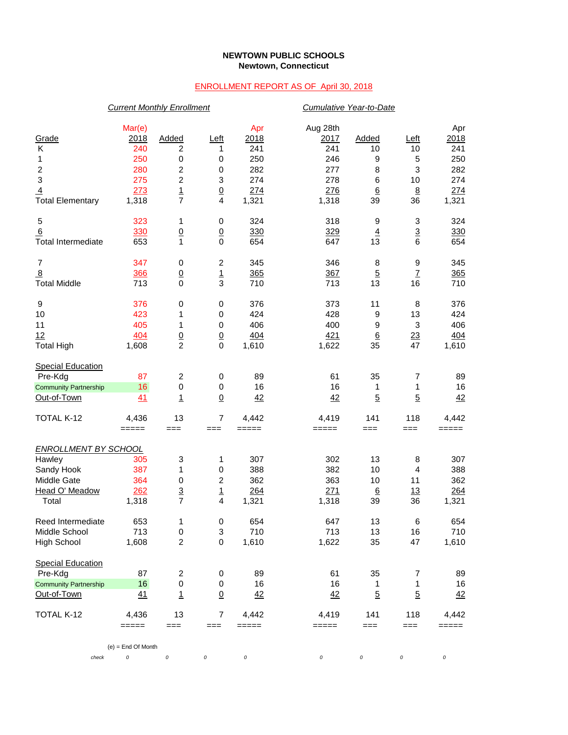**NEWTOWN PUBLIC SCHOOLS**
**Newtown, Connecticut**

ENROLLMENT REPORT AS OF April 30, 2018

| | *Current Monthly Enrollment* | | | | *Cumulative Year-to-Date* | | | |
|---|---|---|---|---|---|---|---|---|
| Grade | Mar(e) 2018 | Added | Left | Apr 2018 | Aug 28th 2017 | Added | Left | Apr 2018 |
| K | 240 | 2 | 1 | 241 | 241 | 10 | 10 | 241 |
| 1 | 250 | 0 | 0 | 250 | 246 | 9 | 5 | 250 |
| 2 | 280 | 2 | 0 | 282 | 277 | 8 | 3 | 282 |
| 3 | 275 | 2 | 3 | 274 | 278 | 6 | 10 | 274 |
| 4 | 273 | 1 | 0 | 274 | 276 | 6 | 8 | 274 |
| Total Elementary | 1,318 | 7 | 4 | 1,321 | 1,318 | 39 | 36 | 1,321 |
| | | | | | | | | |
| 5 | 323 | 1 | 0 | 324 | 318 | 9 | 3 | 324 |
| 6 | 330 | 0 | 0 | 330 | 329 | 4 | 3 | 330 |
| Total Intermediate | 653 | 1 | 0 | 654 | 647 | 13 | 6 | 654 |
| | | | | | | | | |
| 7 | 347 | 0 | 2 | 345 | 346 | 8 | 9 | 345 |
| 8 | 366 | 0 | 1 | 365 | 367 | 5 | 7 | 365 |
| Total Middle | 713 | 0 | 3 | 710 | 713 | 13 | 16 | 710 |
| | | | | | | | | |
| 9 | 376 | 0 | 0 | 376 | 373 | 11 | 8 | 376 |
| 10 | 423 | 1 | 0 | 424 | 428 | 9 | 13 | 424 |
| 11 | 405 | 1 | 0 | 406 | 400 | 9 | 3 | 406 |
| 12 | 404 | 0 | 0 | 404 | 421 | 6 | 23 | 404 |
| Total High | 1,608 | 2 | 0 | 1,610 | 1,622 | 35 | 47 | 1,610 |
| | | | | | | | | |
| Special Education | | | | | | | | |
| Pre-Kdg | 87 | 2 | 0 | 89 | 61 | 35 | 7 | 89 |
| Community Partnership | 16 | 0 | 0 | 16 | 16 | 1 | 1 | 16 |
| Out-of-Town | 41 | 1 | 0 | 42 | 42 | 5 | 5 | 42 |
| | | | | | | | | |
| TOTAL K-12 | 4,436 | 13 | 7 | 4,442 | 4,419 | 141 | 118 | 4,442 |
| | ===== | === | === | ===== | ===== | === | === | ===== |
| *ENROLLMENT BY SCHOOL* | | | | | | | | |
| Hawley | 305 | 3 | 1 | 307 | 302 | 13 | 8 | 307 |
| Sandy Hook | 387 | 1 | 0 | 388 | 382 | 10 | 4 | 388 |
| Middle Gate | 364 | 0 | 2 | 362 | 363 | 10 | 11 | 362 |
| Head O' Meadow | 262 | 3 | 1 | 264 | 271 | 6 | 13 | 264 |
| Total | 1,318 | 7 | 4 | 1,321 | 1,318 | 39 | 36 | 1,321 |
| | | | | | | | | |
| Reed Intermediate | 653 | 1 | 0 | 654 | 647 | 13 | 6 | 654 |
| Middle School | 713 | 0 | 3 | 710 | 713 | 13 | 16 | 710 |
| High School | 1,608 | 2 | 0 | 1,610 | 1,622 | 35 | 47 | 1,610 |
| | | | | | | | | |
| Special Education | | | | | | | | |
| Pre-Kdg | 87 | 2 | 0 | 89 | 61 | 35 | 7 | 89 |
| Community Partnership | 16 | 0 | 0 | 16 | 16 | 1 | 1 | 16 |
| Out-of-Town | 41 | 1 | 0 | 42 | 42 | 5 | 5 | 42 |
| | | | | | | | | |
| TOTAL K-12 | 4,436 | 13 | 7 | 4,442 | 4,419 | 141 | 118 | 4,442 |
| | ===== | === | === | ===== | ===== | === | === | ===== |
| *check* | *0* | *0* | *0* | *0* | *0* | *0* | *0* | *0* |

(e) = End Of Month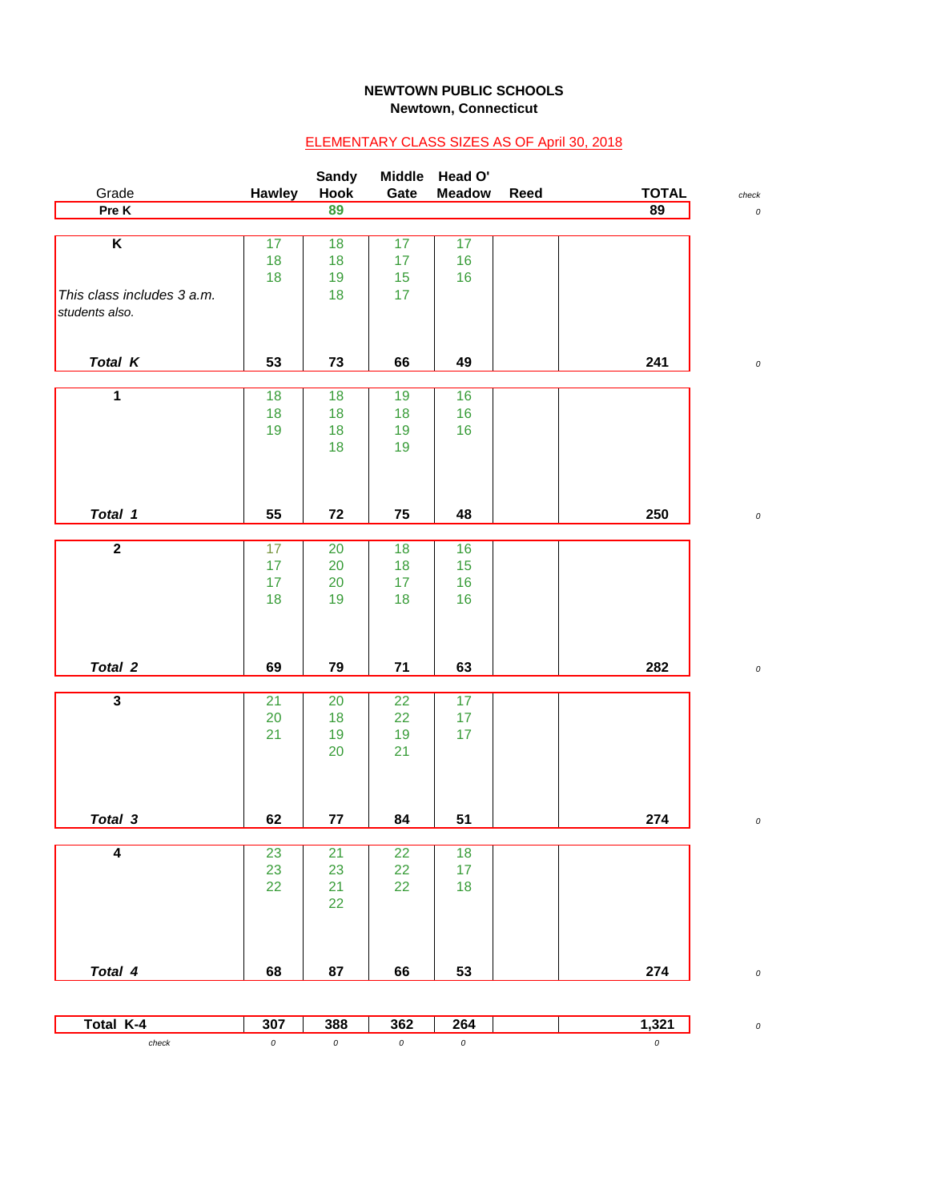**NEWTOWN PUBLIC SCHOOLS**
**Newtown, Connecticut**

ELEMENTARY CLASS SIZES AS OF April 30, 2018

| Grade | Hawley | Sandy Hook | Middle Gate | Head O' Meadow | Reed | TOTAL | check |
|---|---|---|---|---|---|---|---|
| **Pre K** | | 89 | | | | 89 | 0 |
| **K** | 17 | 18 | 17 | 17 | | | |
| | 18 | 18 | 17 | 16 | | | |
| | 18 | 19 | 15 | 16 | | | |
| *This class includes 3 a.m. students also.* | | 18 | 17 | | | | |
| ***Total K*** | **53** | **73** | **66** | **49** | | **241** | 0 |
| **1** | 18 | 18 | 19 | 16 | | | |
| | 18 | 18 | 18 | 16 | | | |
| | 19 | 18 | 19 | 16 | | | |
| | | 18 | 19 | | | | |
| ***Total 1*** | **55** | **72** | **75** | **48** | | **250** | 0 |
| **2** | 17 | 20 | 18 | 16 | | | |
| | 17 | 20 | 18 | 15 | | | |
| | 17 | 20 | 17 | 16 | | | |
| | 18 | 19 | 18 | 16 | | | |
| ***Total 2*** | **69** | **79** | **71** | **63** | | **282** | 0 |
| **3** | 21 | 20 | 22 | 17 | | | |
| | 20 | 18 | 22 | 17 | | | |
| | 21 | 19 | 19 | 17 | | | |
| | | 20 | 21 | | | | |
| ***Total 3*** | **62** | **77** | **84** | **51** | | **274** | 0 |
| **4** | 23 | 21 | 22 | 18 | | | |
| | 23 | 23 | 22 | 17 | | | |
| | 22 | 21 | 22 | 18 | | | |
| | | 22 | | | | | |
| ***Total 4*** | **68** | **87** | **66** | **53** | | **274** | 0 |
| **Total K-4** | **307** | **388** | **362** | **264** | | **1,321** | 0 |
| *check* | 0 | 0 | 0 | 0 | | 0 | |